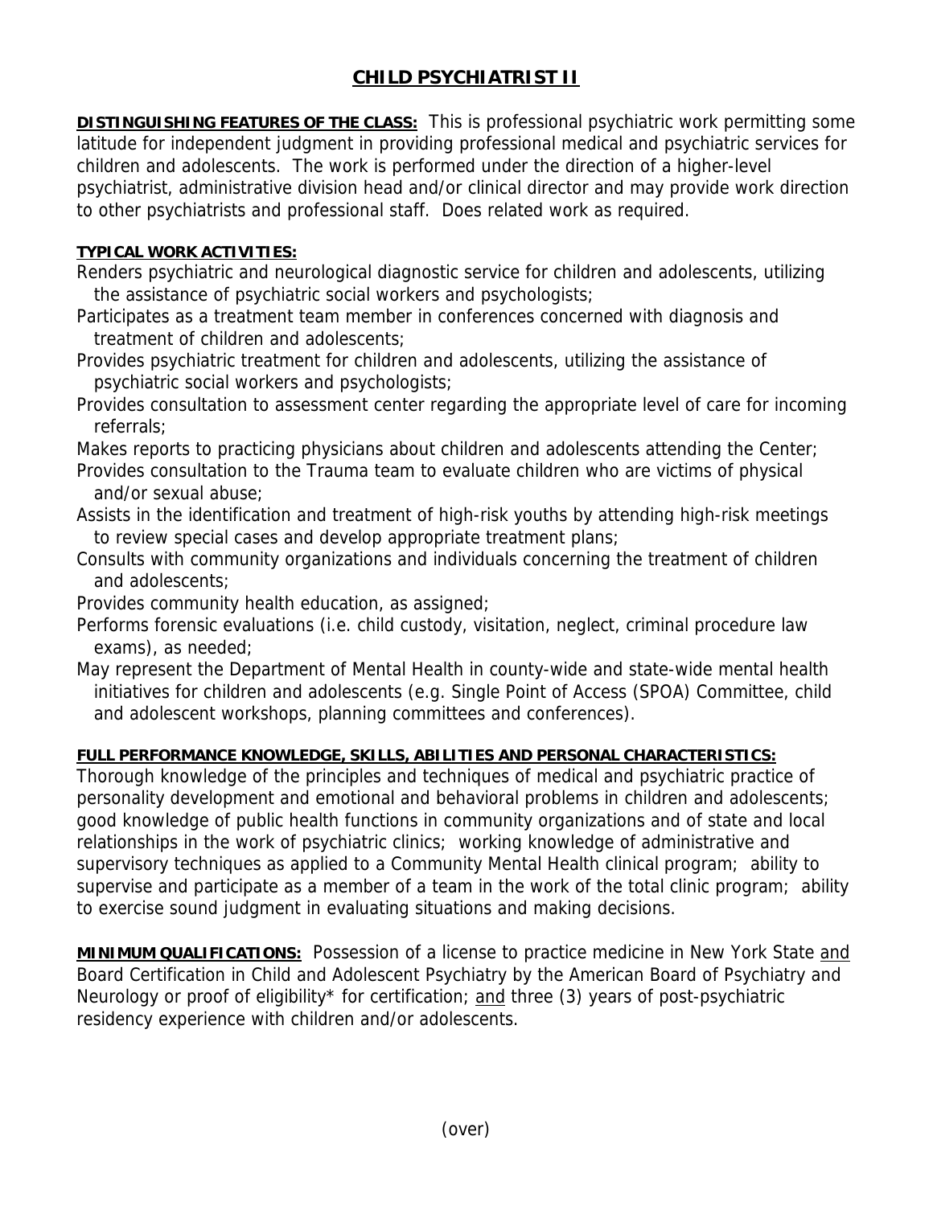# CHILD PSYCHIATRIST II

**DISTINGUISHING FEATURES OF THE CLASS:** This is professional psychiatric work permitting some latitude for independent judgment in providing professional medical and psychiatric services for children and adolescents. The work is performed under the direction of a higher-level psychiatrist, administrative division head and/or clinical director and may provide work direction to other psychiatrists and professional staff. Does related work as required.

**TYPICAL WORK ACTIVITIES:**

Renders psychiatric and neurological diagnostic service for children and adolescents, utilizing the assistance of psychiatric social workers and psychologists;

Participates as a treatment team member in conferences concerned with diagnosis and treatment of children and adolescents;

Provides psychiatric treatment for children and adolescents, utilizing the assistance of psychiatric social workers and psychologists;

Provides consultation to assessment center regarding the appropriate level of care for incoming referrals;

Makes reports to practicing physicians about children and adolescents attending the Center;

Provides consultation to the Trauma team to evaluate children who are victims of physical and/or sexual abuse;

Assists in the identification and treatment of high-risk youths by attending high-risk meetings to review special cases and develop appropriate treatment plans;

Consults with community organizations and individuals concerning the treatment of children and adolescents;

Provides community health education, as assigned;

Performs forensic evaluations (i.e. child custody, visitation, neglect, criminal procedure law exams), as needed;

May represent the Department of Mental Health in county-wide and state-wide mental health initiatives for children and adolescents (e.g. Single Point of Access (SPOA) Committee, child and adolescent workshops, planning committees and conferences).

**FULL PERFORMANCE KNOWLEDGE, SKILLS, ABILITIES AND PERSONAL CHARACTERISTICS:**

Thorough knowledge of the principles and techniques of medical and psychiatric practice of personality development and emotional and behavioral problems in children and adolescents; good knowledge of public health functions in community organizations and of state and local relationships in the work of psychiatric clinics; working knowledge of administrative and supervisory techniques as applied to a Community Mental Health clinical program; ability to supervise and participate as a member of a team in the work of the total clinic program; ability to exercise sound judgment in evaluating situations and making decisions.

**MINIMUM QUALIFICATIONS:** Possession of a license to practice medicine in New York State and Board Certification in Child and Adolescent Psychiatry by the American Board of Psychiatry and Neurology or proof of eligibility* for certification; and three (3) years of post-psychiatric residency experience with children and/or adolescents.

(over)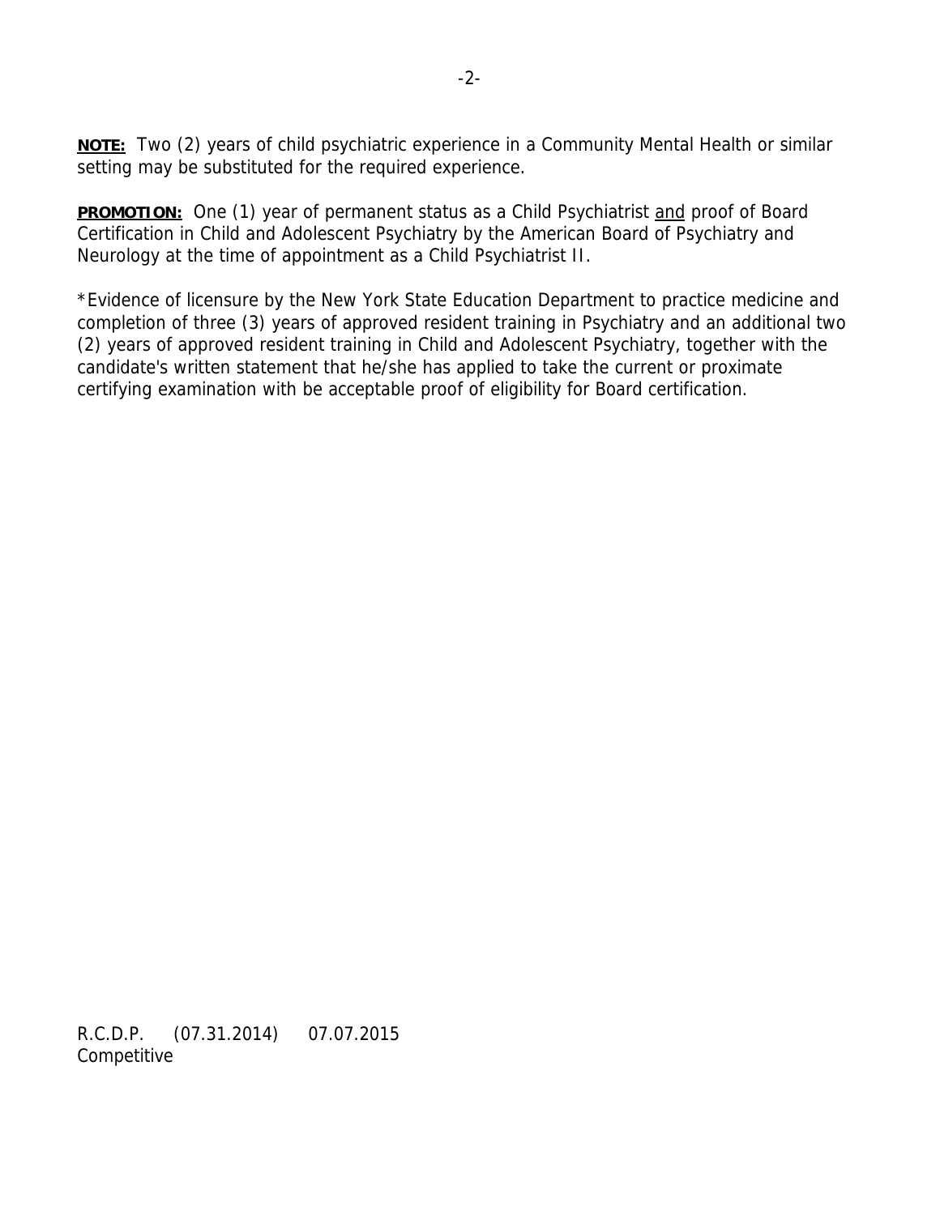**NOTE:** Two (2) years of child psychiatric experience in a Community Mental Health or similar setting may be substituted for the required experience.

**PROMOTION:** One (1) year of permanent status as a Child Psychiatrist and proof of Board Certification in Child and Adolescent Psychiatry by the American Board of Psychiatry and Neurology at the time of appointment as a Child Psychiatrist II.

*Evidence of licensure by the New York State Education Department to practice medicine and completion of three (3) years of approved resident training in Psychiatry and an additional two (2) years of approved resident training in Child and Adolescent Psychiatry, together with the candidate's written statement that he/she has applied to take the current or proximate certifying examination with be acceptable proof of eligibility for Board certification.

R.C.D.P. (07.31.2014) 07.07.2015
Competitive